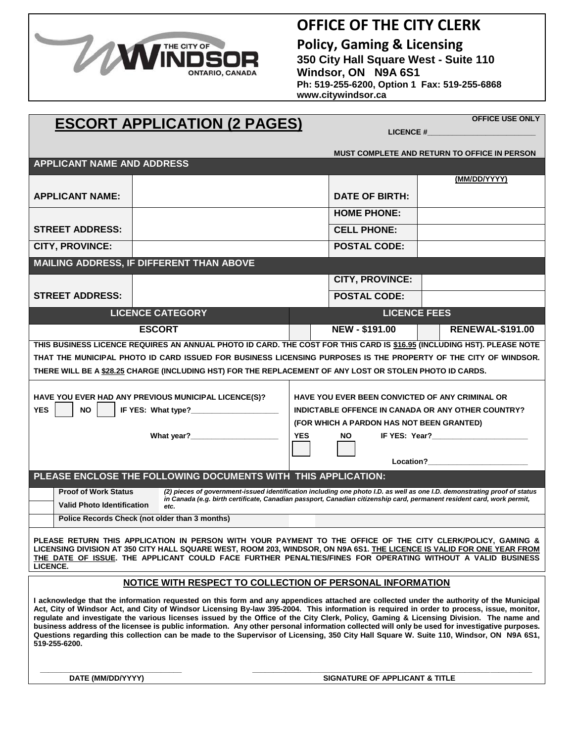# OFFICE OF THE CITY CLERK

**Policy, Gaming & Licensing**
**350 City Hall Square West - Suite 110**
**Windsor, ON N9A 6S1**
**Ph: 519-255-6200, Option 1 Fax: 519-255-6868**
**www.citywindsor.ca**

## ESCORT APPLICATION (2 PAGES)

**OFFICE USE ONLY**
**LICENCE #\_\_\_\_\_\_\_\_\_\_\_\_\_\_\_\_\_\_\_\_\_\_\_\_**

**MUST COMPLETE AND RETURN TO OFFICE IN PERSON**

### APPLICANT NAME AND ADDRESS

| | | | |
|---|---|---|---|
| **APPLICANT NAME:** | | **DATE OF BIRTH:** | **(MM/DD/YYYY)** |
| **STREET ADDRESS:** | | **HOME PHONE:** | |
| | | **CELL PHONE:** | |
| **CITY, PROVINCE:** | | **POSTAL CODE:** | |

### MAILING ADDRESS, IF DIFFERENT THAN ABOVE

| | | | |
|---|---|---|---|
| **STREET ADDRESS:** | | **CITY, PROVINCE:** | |
| | | **POSTAL CODE:** | |

| LICENCE CATEGORY | | LICENCE FEES | | |
|---|---|---|---|---|
| **ESCORT** | ☐ | **NEW - $191.00** | ☐ | **RENEWAL-$191.00** |

**THIS BUSINESS LICENCE REQUIRES AN ANNUAL PHOTO ID CARD. THE COST FOR THIS CARD IS $16.95 (INCLUDING HST). PLEASE NOTE THAT THE MUNICIPAL PHOTO ID CARD ISSUED FOR BUSINESS LICENSING PURPOSES IS THE PROPERTY OF THE CITY OF WINDSOR. THERE WILL BE A $28.25 CHARGE (INCLUDING HST) FOR THE REPLACEMENT OF ANY LOST OR STOLEN PHOTO ID CARDS.**

**HAVE YOU EVER HAD ANY PREVIOUS MUNICIPAL LICENCE(S)?**
**YES** ☐ **NO** ☐ **IF YES: What type?\_\_\_\_\_\_\_\_\_\_\_\_\_\_\_\_\_\_\_\_**
**What year?\_\_\_\_\_\_\_\_\_\_\_\_\_\_\_\_\_\_\_\_**

**HAVE YOU EVER BEEN CONVICTED OF ANY CRIMINAL OR INDICTABLE OFFENCE IN CANADA OR ANY OTHER COUNTRY? (FOR WHICH A PARDON HAS NOT BEEN GRANTED)**
**YES** ☐ **NO** ☐ **IF YES: Year?\_\_\_\_\_\_\_\_\_\_\_\_\_\_\_\_\_\_\_\_**
**Location?\_\_\_\_\_\_\_\_\_\_\_\_\_\_\_\_\_\_\_\_**

### PLEASE ENCLOSE THE FOLLOWING DOCUMENTS WITH THIS APPLICATION:

| | | |
|---|---|---|
| ☐ | **Proof of Work Status** | *(2) pieces of government-issued identification including one photo I.D. as well as one I.D. demonstrating proof of status in Canada (e.g. birth certificate, Canadian passport, Canadian citizenship card, permanent resident card, work permit, etc.* |
| ☐ | **Valid Photo Identification** | |
| ☐ | **Police Records Check (not older than 3 months)** | |

**PLEASE RETURN THIS APPLICATION IN PERSON WITH YOUR PAYMENT TO THE OFFICE OF THE CITY CLERK/POLICY, GAMING & LICENSING DIVISION AT 350 CITY HALL SQUARE WEST, ROOM 203, WINDSOR, ON N9A 6S1. THE LICENCE IS VALID FOR ONE YEAR FROM THE DATE OF ISSUE. THE APPLICANT COULD FACE FURTHER PENALTIES/FINES FOR OPERATING WITHOUT A VALID BUSINESS LICENCE.**

### NOTICE WITH RESPECT TO COLLECTION OF PERSONAL INFORMATION

**I acknowledge that the information requested on this form and any appendices attached are collected under the authority of the Municipal Act, City of Windsor Act, and City of Windsor Licensing By-law 395-2004. This information is required in order to process, issue, monitor, regulate and investigate the various licenses issued by the Office of the City Clerk, Policy, Gaming & Licensing Division. The name and business address of the licensee is public information. Any other personal information collected will only be used for investigative purposes. Questions regarding this collection can be made to the Supervisor of Licensing, 350 City Hall Square W. Suite 110, Windsor, ON N9A 6S1, 519-255-6200.**

\_\_\_\_\_\_\_\_\_\_\_\_\_\_\_\_\_\_\_\_\_\_\_\_\_\_\_\_\_\_\_\_
**DATE (MM/DD/YYYY)**

\_\_\_\_\_\_\_\_\_\_\_\_\_\_\_\_\_\_\_\_\_\_\_\_\_\_\_\_\_\_\_\_\_\_\_\_\_\_\_\_\_\_\_\_\_\_\_\_
**SIGNATURE OF APPLICANT & TITLE**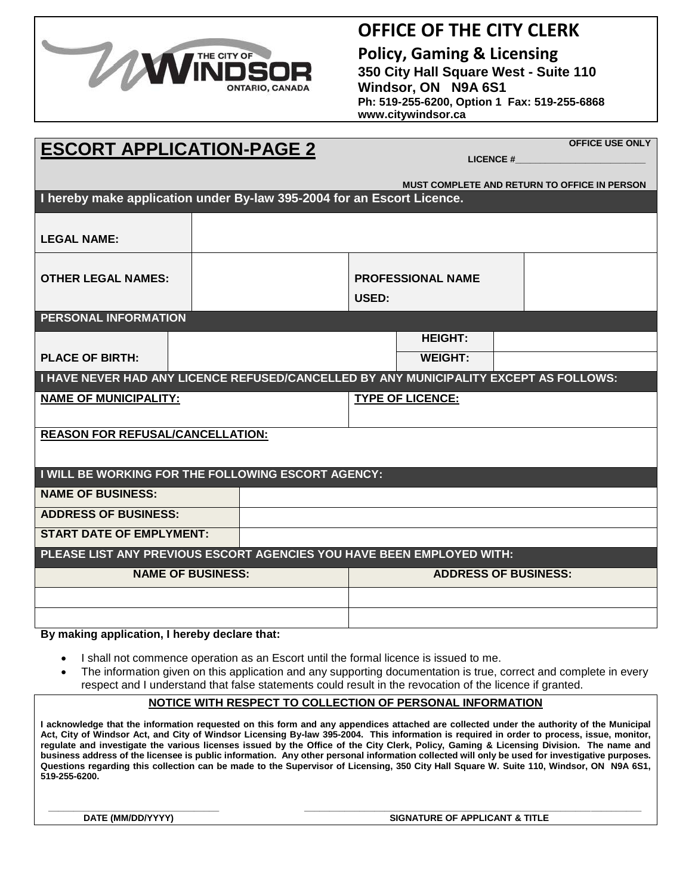THE CITY OF WINDSOR ONTARIO, CANADA

# OFFICE OF THE CITY CLERK

**Policy, Gaming & Licensing**
**350 City Hall Square West - Suite 110**
**Windsor, ON N9A 6S1**
**Ph: 519-255-6200, Option 1 Fax: 519-255-6868**
**www.citywindsor.ca**

## ESCORT APPLICATION-PAGE 2

**OFFICE USE ONLY**

**LICENCE #________________________**

**MUST COMPLETE AND RETURN TO OFFICE IN PERSON**

**I hereby make application under By-law 395-2004 for an Escort Licence.**

| | | | |
|---|---|---|---|
| **LEGAL NAME:** | | | |
| **OTHER LEGAL NAMES:** | | **PROFESSIONAL NAME USED:** | |

**PERSONAL INFORMATION**

| | | | |
|---|---|---|---|
| **PLACE OF BIRTH:** | | **HEIGHT:** | |
| | | **WEIGHT:** | |

**I HAVE NEVER HAD ANY LICENCE REFUSED/CANCELLED BY ANY MUNICIPALITY EXCEPT AS FOLLOWS:**

| | |
|---|---|
| **NAME OF MUNICIPALITY:** | **TYPE OF LICENCE:** |
| **REASON FOR REFUSAL/CANCELLATION:** | |

**I WILL BE WORKING FOR THE FOLLOWING ESCORT AGENCY:**

| | |
|---|---|
| **NAME OF BUSINESS:** | |
| **ADDRESS OF BUSINESS:** | |
| **START DATE OF EMPLYMENT:** | |

**PLEASE LIST ANY PREVIOUS ESCORT AGENCIES YOU HAVE BEEN EMPLOYED WITH:**

| **NAME OF BUSINESS:** | **ADDRESS OF BUSINESS:** |
|---|---|
| | |
| | |

**By making application, I hereby declare that:**

- I shall not commence operation as an Escort until the formal licence is issued to me.
- The information given on this application and any supporting documentation is true, correct and complete in every respect and I understand that false statements could result in the revocation of the licence if granted.

**NOTICE WITH RESPECT TO COLLECTION OF PERSONAL INFORMATION**

**I acknowledge that the information requested on this form and any appendices attached are collected under the authority of the Municipal Act, City of Windsor Act, and City of Windsor Licensing By-law 395-2004. This information is required in order to process, issue, monitor, regulate and investigate the various licenses issued by the Office of the City Clerk, Policy, Gaming & Licensing Division. The name and business address of the licensee is public information. Any other personal information collected will only be used for investigative purposes. Questions regarding this collection can be made to the Supervisor of Licensing, 350 City Hall Square W. Suite 110, Windsor, ON N9A 6S1, 519-255-6200.**

______________________________ **DATE (MM/DD/YYYY)**

______________________________ **SIGNATURE OF APPLICANT & TITLE**